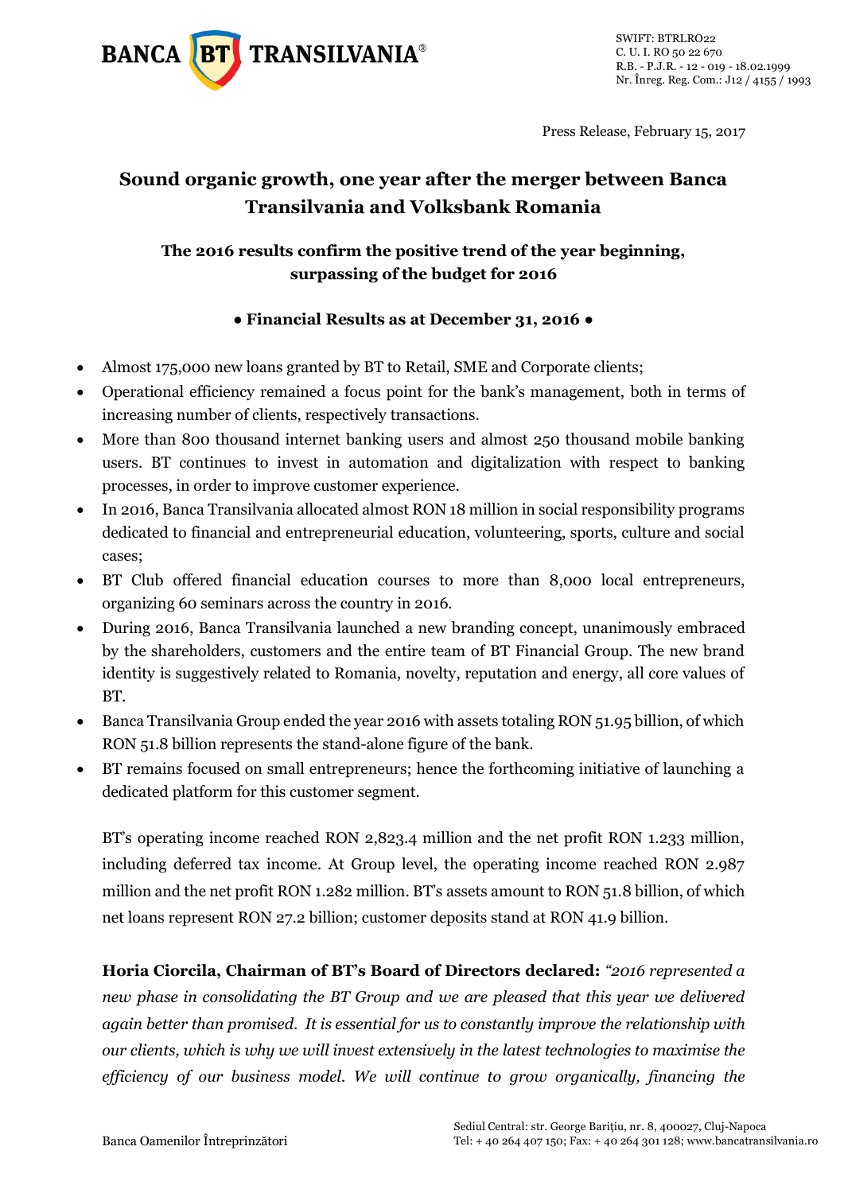Press Release, February 15, 2017

# Sound organic growth, one year after the merger between Banca Transilvania and Volksbank Romania

## The 2016 results confirm the positive trend of the year beginning, surpassing of the budget for 2016

### ● Financial Results as at December 31, 2016 ●

- Almost 175,000 new loans granted by BT to Retail, SME and Corporate clients;
- Operational efficiency remained a focus point for the bank's management, both in terms of increasing number of clients, respectively transactions.
- More than 800 thousand internet banking users and almost 250 thousand mobile banking users. BT continues to invest in automation and digitalization with respect to banking processes, in order to improve customer experience.
- In 2016, Banca Transilvania allocated almost RON 18 million in social responsibility programs dedicated to financial and entrepreneurial education, volunteering, sports, culture and social cases;
- BT Club offered financial education courses to more than 8,000 local entrepreneurs, organizing 60 seminars across the country in 2016.
- During 2016, Banca Transilvania launched a new branding concept, unanimously embraced by the shareholders, customers and the entire team of BT Financial Group. The new brand identity is suggestively related to Romania, novelty, reputation and energy, all core values of BT.
- Banca Transilvania Group ended the year 2016 with assets totaling RON 51.95 billion, of which RON 51.8 billion represents the stand-alone figure of the bank.
- BT remains focused on small entrepreneurs; hence the forthcoming initiative of launching a dedicated platform for this customer segment.

BT's operating income reached RON 2,823.4 million and the net profit RON 1.233 million, including deferred tax income. At Group level, the operating income reached RON 2.987 million and the net profit RON 1.282 million. BT's assets amount to RON 51.8 billion, of which net loans represent RON 27.2 billion; customer deposits stand at RON 41.9 billion.

**Horia Ciorcila, Chairman of BT's Board of Directors declared:** *"2016 represented a new phase in consolidating the BT Group and we are pleased that this year we delivered again better than promised. It is essential for us to constantly improve the relationship with our clients, which is why we will invest extensively in the latest technologies to maximise the efficiency of our business model. We will continue to grow organically, financing the*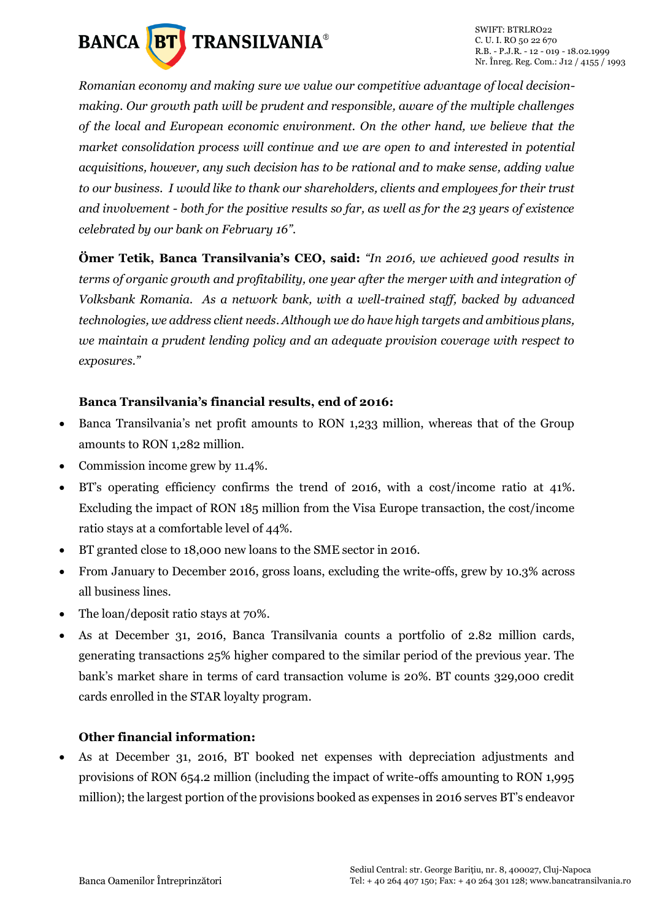*Romanian economy and making sure we value our competitive advantage of local decision-making. Our growth path will be prudent and responsible, aware of the multiple challenges of the local and European economic environment. On the other hand, we believe that the market consolidation process will continue and we are open to and interested in potential acquisitions, however, any such decision has to be rational and to make sense, adding value to our business. I would like to thank our shareholders, clients and employees for their trust and involvement - both for the positive results so far, as well as for the 23 years of existence celebrated by our bank on February 16".*

**Ömer Tetik, Banca Transilvania's CEO, said:** *"In 2016, we achieved good results in terms of organic growth and profitability, one year after the merger with and integration of Volksbank Romania. As a network bank, with a well-trained staff, backed by advanced technologies, we address client needs. Although we do have high targets and ambitious plans, we maintain a prudent lending policy and an adequate provision coverage with respect to exposures."*

**Banca Transilvania's financial results, end of 2016:**

- Banca Transilvania's net profit amounts to RON 1,233 million, whereas that of the Group amounts to RON 1,282 million.
- Commission income grew by 11.4%.
- BT's operating efficiency confirms the trend of 2016, with a cost/income ratio at 41%. Excluding the impact of RON 185 million from the Visa Europe transaction, the cost/income ratio stays at a comfortable level of 44%.
- BT granted close to 18,000 new loans to the SME sector in 2016.
- From January to December 2016, gross loans, excluding the write-offs, grew by 10.3% across all business lines.
- The loan/deposit ratio stays at 70%.
- As at December 31, 2016, Banca Transilvania counts a portfolio of 2.82 million cards, generating transactions 25% higher compared to the similar period of the previous year. The bank's market share in terms of card transaction volume is 20%. BT counts 329,000 credit cards enrolled in the STAR loyalty program.

**Other financial information:**

- As at December 31, 2016, BT booked net expenses with depreciation adjustments and provisions of RON 654.2 million (including the impact of write-offs amounting to RON 1,995 million); the largest portion of the provisions booked as expenses in 2016 serves BT's endeavor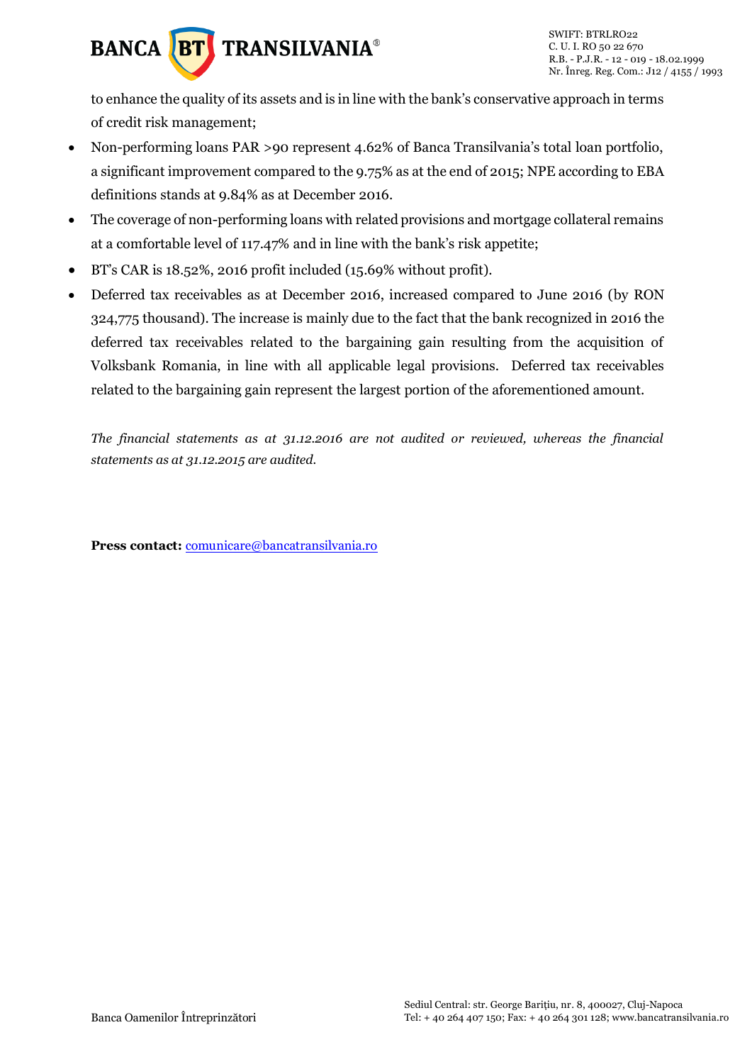to enhance the quality of its assets and is in line with the bank's conservative approach in terms of credit risk management;

- Non-performing loans PAR >90 represent 4.62% of Banca Transilvania's total loan portfolio, a significant improvement compared to the 9.75% as at the end of 2015; NPE according to EBA definitions stands at 9.84% as at December 2016.
- The coverage of non-performing loans with related provisions and mortgage collateral remains at a comfortable level of 117.47% and in line with the bank's risk appetite;
- BT's CAR is 18.52%, 2016 profit included (15.69% without profit).
- Deferred tax receivables as at December 2016, increased compared to June 2016 (by RON 324,775 thousand). The increase is mainly due to the fact that the bank recognized in 2016 the deferred tax receivables related to the bargaining gain resulting from the acquisition of Volksbank Romania, in line with all applicable legal provisions. Deferred tax receivables related to the bargaining gain represent the largest portion of the aforementioned amount.

*The financial statements as at 31.12.2016 are not audited or reviewed, whereas the financial statements as at 31.12.2015 are audited.*

**Press contact:** comunicare@bancatransilvania.ro